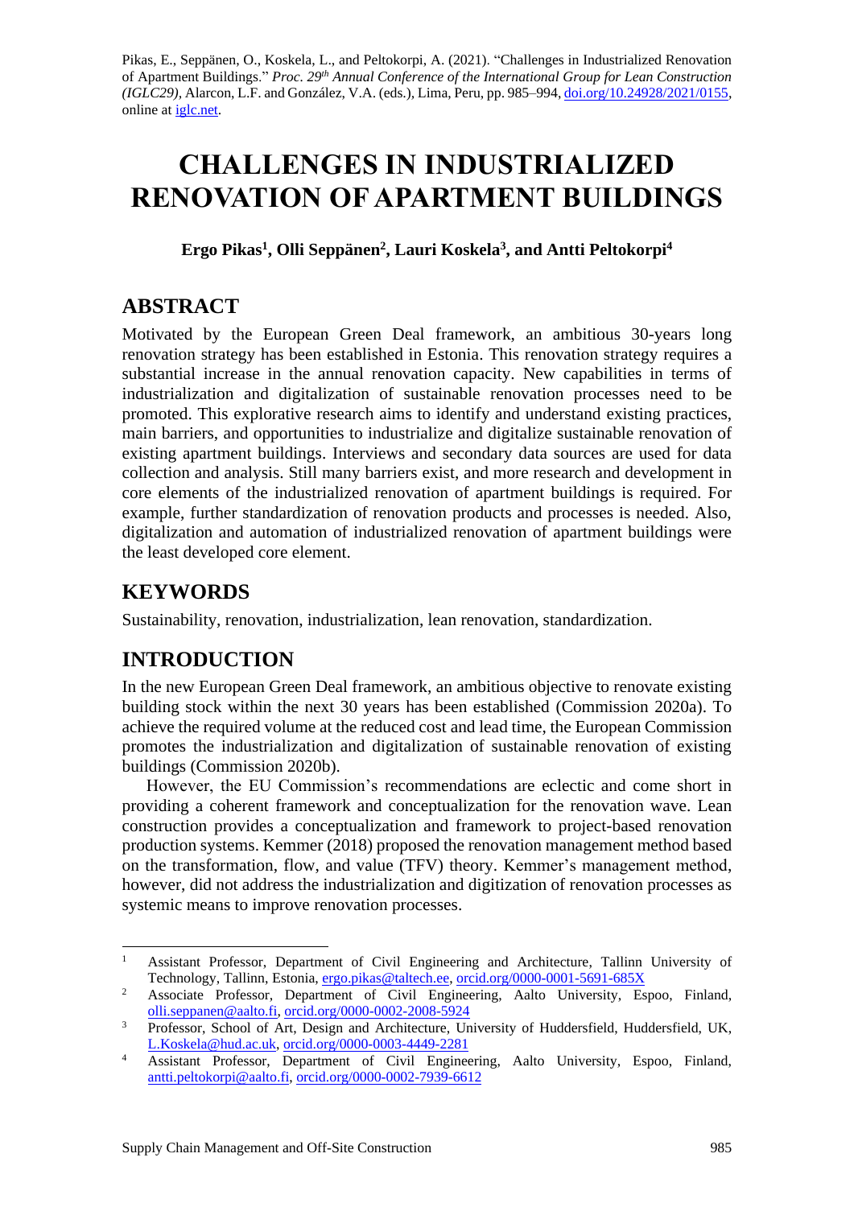Pikas, E., Seppänen, O., Koskela, L., and Peltokorpi, A. (2021). "Challenges in Industrialized Renovation of Apartment Buildings." *Proc. 29th Annual Conference of the International Group for Lean Construction (IGLC29)*, Alarcon, L.F. and González, V.A. (eds.), Lima, Peru, pp. 985–994, doi.org/10.24928/2021/0155, online at iglc.net.

# CHALLENGES IN INDUSTRIALIZED RENOVATION OF APARTMENT BUILDINGS

**Ergo Pikas[1], Olli Seppänen[2], Lauri Koskela[3], and Antti Peltokorpi[4]**

## ABSTRACT

Motivated by the European Green Deal framework, an ambitious 30-years long renovation strategy has been established in Estonia. This renovation strategy requires a substantial increase in the annual renovation capacity. New capabilities in terms of industrialization and digitalization of sustainable renovation processes need to be promoted. This explorative research aims to identify and understand existing practices, main barriers, and opportunities to industrialize and digitalize sustainable renovation of existing apartment buildings. Interviews and secondary data sources are used for data collection and analysis. Still many barriers exist, and more research and development in core elements of the industrialized renovation of apartment buildings is required. For example, further standardization of renovation products and processes is needed. Also, digitalization and automation of industrialized renovation of apartment buildings were the least developed core element.

## KEYWORDS

Sustainability, renovation, industrialization, lean renovation, standardization.

## INTRODUCTION

In the new European Green Deal framework, an ambitious objective to renovate existing building stock within the next 30 years has been established (Commission 2020a). To achieve the required volume at the reduced cost and lead time, the European Commission promotes the industrialization and digitalization of sustainable renovation of existing buildings (Commission 2020b).

However, the EU Commission's recommendations are eclectic and come short in providing a coherent framework and conceptualization for the renovation wave. Lean construction provides a conceptualization and framework to project-based renovation production systems. Kemmer (2018) proposed the renovation management method based on the transformation, flow, and value (TFV) theory. Kemmer's management method, however, did not address the industrialization and digitization of renovation processes as systemic means to improve renovation processes.

---

[1] Assistant Professor, Department of Civil Engineering and Architecture, Tallinn University of Technology, Tallinn, Estonia, ergo.pikas@taltech.ee, orcid.org/0000-0001-5691-685X

[2] Associate Professor, Department of Civil Engineering, Aalto University, Espoo, Finland, olli.seppanen@aalto.fi, orcid.org/0000-0002-2008-5924

[3] Professor, School of Art, Design and Architecture, University of Huddersfield, Huddersfield, UK, L.Koskela@hud.ac.uk, orcid.org/0000-0003-4449-2281

[4] Assistant Professor, Department of Civil Engineering, Aalto University, Espoo, Finland, antti.peltokorpi@aalto.fi, orcid.org/0000-0002-7939-6612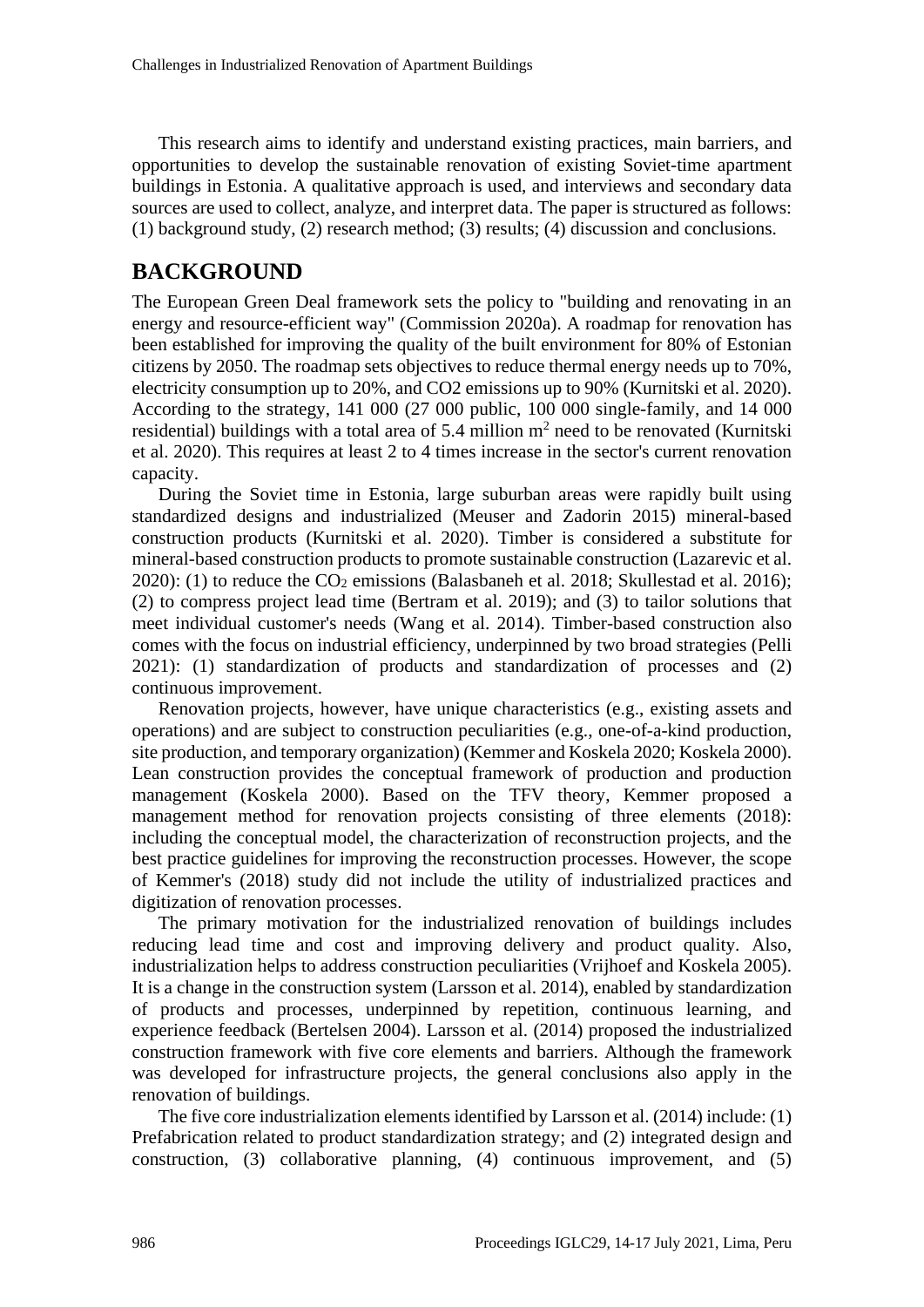This research aims to identify and understand existing practices, main barriers, and opportunities to develop the sustainable renovation of existing Soviet-time apartment buildings in Estonia. A qualitative approach is used, and interviews and secondary data sources are used to collect, analyze, and interpret data. The paper is structured as follows: (1) background study, (2) research method; (3) results; (4) discussion and conclusions.

# BACKGROUND

The European Green Deal framework sets the policy to "building and renovating in an energy and resource-efficient way" (Commission 2020a). A roadmap for renovation has been established for improving the quality of the built environment for 80% of Estonian citizens by 2050. The roadmap sets objectives to reduce thermal energy needs up to 70%, electricity consumption up to 20%, and CO2 emissions up to 90% (Kurnitski et al. 2020). According to the strategy, 141 000 (27 000 public, 100 000 single-family, and 14 000 residential) buildings with a total area of 5.4 million $m^2$ need to be renovated (Kurnitski et al. 2020). This requires at least 2 to 4 times increase in the sector's current renovation capacity.

During the Soviet time in Estonia, large suburban areas were rapidly built using standardized designs and industrialized (Meuser and Zadorin 2015) mineral-based construction products (Kurnitski et al. 2020). Timber is considered a substitute for mineral-based construction products to promote sustainable construction (Lazarevic et al. 2020): (1) to reduce the $CO_2$ emissions (Balasbaneh et al. 2018; Skullestad et al. 2016); (2) to compress project lead time (Bertram et al. 2019); and (3) to tailor solutions that meet individual customer's needs (Wang et al. 2014). Timber-based construction also comes with the focus on industrial efficiency, underpinned by two broad strategies (Pelli 2021): (1) standardization of products and standardization of processes and (2) continuous improvement.

Renovation projects, however, have unique characteristics (e.g., existing assets and operations) and are subject to construction peculiarities (e.g., one-of-a-kind production, site production, and temporary organization) (Kemmer and Koskela 2020; Koskela 2000). Lean construction provides the conceptual framework of production and production management (Koskela 2000). Based on the TFV theory, Kemmer proposed a management method for renovation projects consisting of three elements (2018): including the conceptual model, the characterization of reconstruction projects, and the best practice guidelines for improving the reconstruction processes. However, the scope of Kemmer's (2018) study did not include the utility of industrialized practices and digitization of renovation processes.

The primary motivation for the industrialized renovation of buildings includes reducing lead time and cost and improving delivery and product quality. Also, industrialization helps to address construction peculiarities (Vrijhoef and Koskela 2005). It is a change in the construction system (Larsson et al. 2014), enabled by standardization of products and processes, underpinned by repetition, continuous learning, and experience feedback (Bertelsen 2004). Larsson et al. (2014) proposed the industrialized construction framework with five core elements and barriers. Although the framework was developed for infrastructure projects, the general conclusions also apply in the renovation of buildings.

The five core industrialization elements identified by Larsson et al. (2014) include: (1) Prefabrication related to product standardization strategy; and (2) integrated design and construction, (3) collaborative planning, (4) continuous improvement, and (5)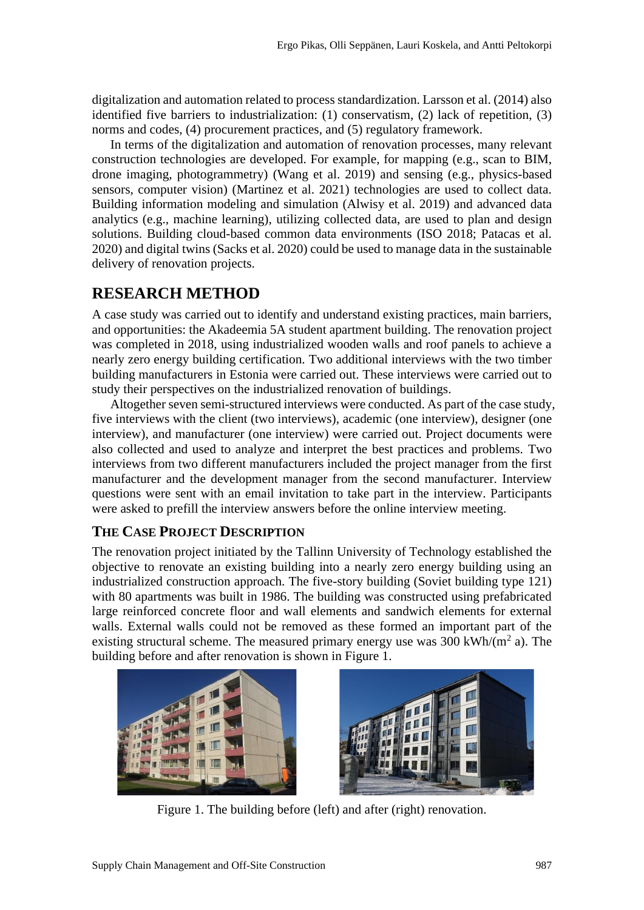digitalization and automation related to process standardization. Larsson et al. (2014) also identified five barriers to industrialization: (1) conservatism, (2) lack of repetition, (3) norms and codes, (4) procurement practices, and (5) regulatory framework.

In terms of the digitalization and automation of renovation processes, many relevant construction technologies are developed. For example, for mapping (e.g., scan to BIM, drone imaging, photogrammetry) (Wang et al. 2019) and sensing (e.g., physics-based sensors, computer vision) (Martinez et al. 2021) technologies are used to collect data. Building information modeling and simulation (Alwisy et al. 2019) and advanced data analytics (e.g., machine learning), utilizing collected data, are used to plan and design solutions. Building cloud-based common data environments (ISO 2018; Patacas et al. 2020) and digital twins (Sacks et al. 2020) could be used to manage data in the sustainable delivery of renovation projects.

## RESEARCH METHOD

A case study was carried out to identify and understand existing practices, main barriers, and opportunities: the Akadeemia 5A student apartment building. The renovation project was completed in 2018, using industrialized wooden walls and roof panels to achieve a nearly zero energy building certification. Two additional interviews with the two timber building manufacturers in Estonia were carried out. These interviews were carried out to study their perspectives on the industrialized renovation of buildings.

Altogether seven semi-structured interviews were conducted. As part of the case study, five interviews with the client (two interviews), academic (one interview), designer (one interview), and manufacturer (one interview) were carried out. Project documents were also collected and used to analyze and interpret the best practices and problems. Two interviews from two different manufacturers included the project manager from the first manufacturer and the development manager from the second manufacturer. Interview questions were sent with an email invitation to take part in the interview. Participants were asked to prefill the interview answers before the online interview meeting.

### THE CASE PROJECT DESCRIPTION

The renovation project initiated by the Tallinn University of Technology established the objective to renovate an existing building into a nearly zero energy building using an industrialized construction approach. The five-story building (Soviet building type 121) with 80 apartments was built in 1986. The building was constructed using prefabricated large reinforced concrete floor and wall elements and sandwich elements for external walls. External walls could not be removed as these formed an important part of the existing structural scheme. The measured primary energy use was 300 kWh/($m^2$ a). The building before and after renovation is shown in Figure 1.

Figure 1. The building before (left) and after (right) renovation.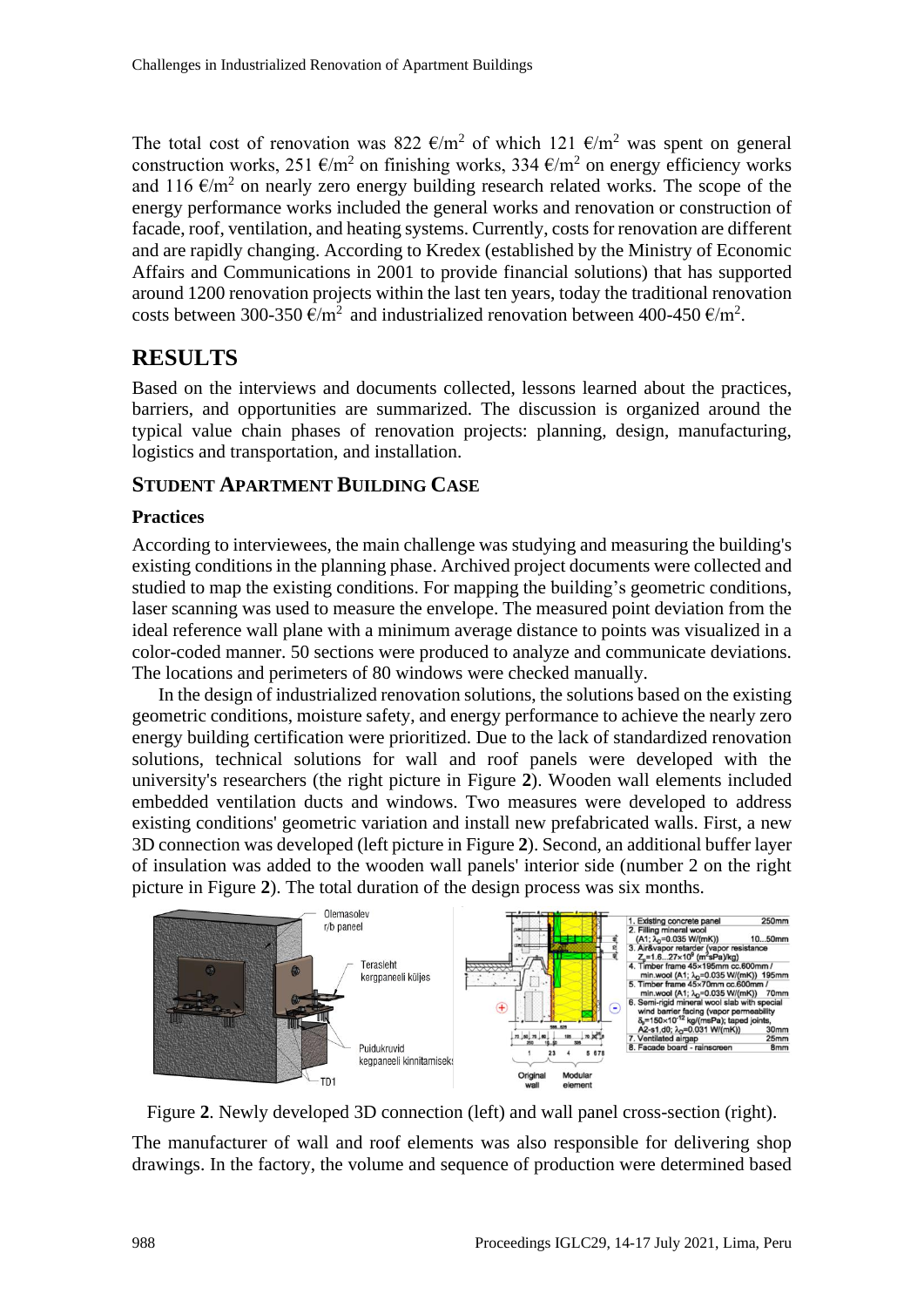The total cost of renovation was 822 €/m$^2$ of which 121 €/m$^2$ was spent on general construction works, 251 €/m$^2$ on finishing works, 334 €/m$^2$ on energy efficiency works and 116 €/m$^2$ on nearly zero energy building research related works. The scope of the energy performance works included the general works and renovation or construction of facade, roof, ventilation, and heating systems. Currently, costs for renovation are different and are rapidly changing. According to Kredex (established by the Ministry of Economic Affairs and Communications in 2001 to provide financial solutions) that has supported around 1200 renovation projects within the last ten years, today the traditional renovation costs between 300-350 €/m$^2$ and industrialized renovation between 400-450 €/m$^2$.

# RESULTS

Based on the interviews and documents collected, lessons learned about the practices, barriers, and opportunities are summarized. The discussion is organized around the typical value chain phases of renovation projects: planning, design, manufacturing, logistics and transportation, and installation.

## STUDENT APARTMENT BUILDING CASE

### Practices

According to interviewees, the main challenge was studying and measuring the building's existing conditions in the planning phase. Archived project documents were collected and studied to map the existing conditions. For mapping the building's geometric conditions, laser scanning was used to measure the envelope. The measured point deviation from the ideal reference wall plane with a minimum average distance to points was visualized in a color-coded manner. 50 sections were produced to analyze and communicate deviations. The locations and perimeters of 80 windows were checked manually.

In the design of industrialized renovation solutions, the solutions based on the existing geometric conditions, moisture safety, and energy performance to achieve the nearly zero energy building certification were prioritized. Due to the lack of standardized renovation solutions, technical solutions for wall and roof panels were developed with the university's researchers (the right picture in Figure **2**). Wooden wall elements included embedded ventilation ducts and windows. Two measures were developed to address existing conditions' geometric variation and install new prefabricated walls. First, a new 3D connection was developed (left picture in Figure **2**). Second, an additional buffer layer of insulation was added to the wooden wall panels' interior side (number 2 on the right picture in Figure **2**). The total duration of the design process was six months.

Figure **2**. Newly developed 3D connection (left) and wall panel cross-section (right).

The manufacturer of wall and roof elements was also responsible for delivering shop drawings. In the factory, the volume and sequence of production were determined based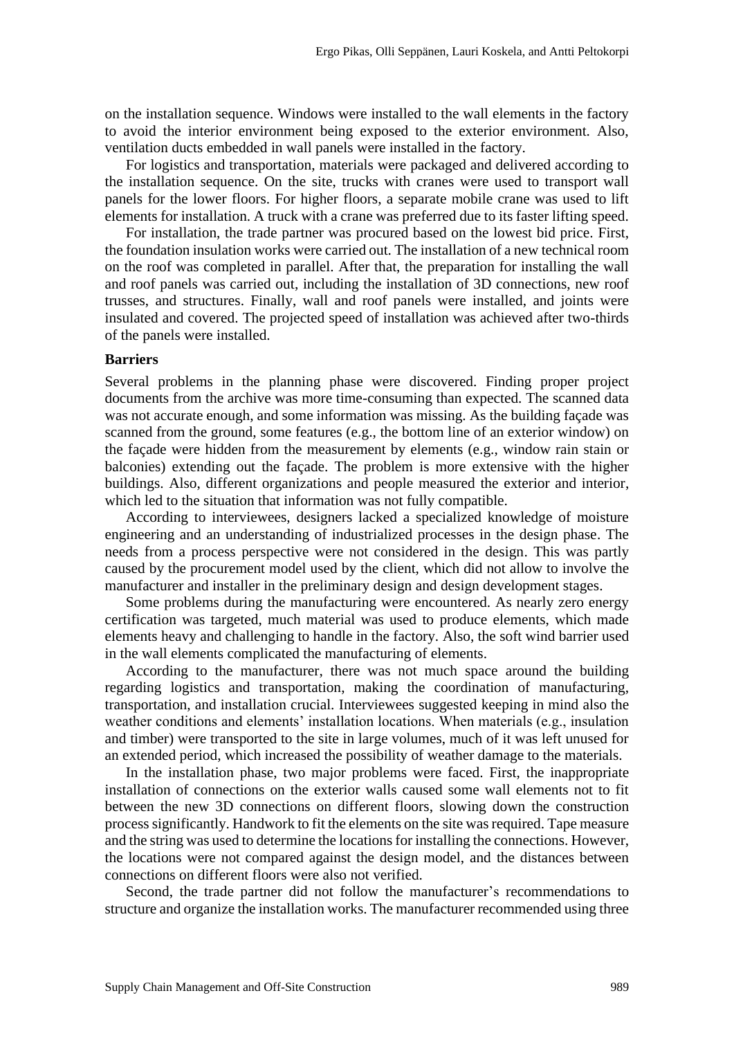on the installation sequence. Windows were installed to the wall elements in the factory to avoid the interior environment being exposed to the exterior environment. Also, ventilation ducts embedded in wall panels were installed in the factory.

For logistics and transportation, materials were packaged and delivered according to the installation sequence. On the site, trucks with cranes were used to transport wall panels for the lower floors. For higher floors, a separate mobile crane was used to lift elements for installation. A truck with a crane was preferred due to its faster lifting speed.

For installation, the trade partner was procured based on the lowest bid price. First, the foundation insulation works were carried out. The installation of a new technical room on the roof was completed in parallel. After that, the preparation for installing the wall and roof panels was carried out, including the installation of 3D connections, new roof trusses, and structures. Finally, wall and roof panels were installed, and joints were insulated and covered. The projected speed of installation was achieved after two-thirds of the panels were installed.

### Barriers

Several problems in the planning phase were discovered. Finding proper project documents from the archive was more time-consuming than expected. The scanned data was not accurate enough, and some information was missing. As the building façade was scanned from the ground, some features (e.g., the bottom line of an exterior window) on the façade were hidden from the measurement by elements (e.g., window rain stain or balconies) extending out the façade. The problem is more extensive with the higher buildings. Also, different organizations and people measured the exterior and interior, which led to the situation that information was not fully compatible.

According to interviewees, designers lacked a specialized knowledge of moisture engineering and an understanding of industrialized processes in the design phase. The needs from a process perspective were not considered in the design. This was partly caused by the procurement model used by the client, which did not allow to involve the manufacturer and installer in the preliminary design and design development stages.

Some problems during the manufacturing were encountered. As nearly zero energy certification was targeted, much material was used to produce elements, which made elements heavy and challenging to handle in the factory. Also, the soft wind barrier used in the wall elements complicated the manufacturing of elements.

According to the manufacturer, there was not much space around the building regarding logistics and transportation, making the coordination of manufacturing, transportation, and installation crucial. Interviewees suggested keeping in mind also the weather conditions and elements' installation locations. When materials (e.g., insulation and timber) were transported to the site in large volumes, much of it was left unused for an extended period, which increased the possibility of weather damage to the materials.

In the installation phase, two major problems were faced. First, the inappropriate installation of connections on the exterior walls caused some wall elements not to fit between the new 3D connections on different floors, slowing down the construction process significantly. Handwork to fit the elements on the site was required. Tape measure and the string was used to determine the locations for installing the connections. However, the locations were not compared against the design model, and the distances between connections on different floors were also not verified.

Second, the trade partner did not follow the manufacturer's recommendations to structure and organize the installation works. The manufacturer recommended using three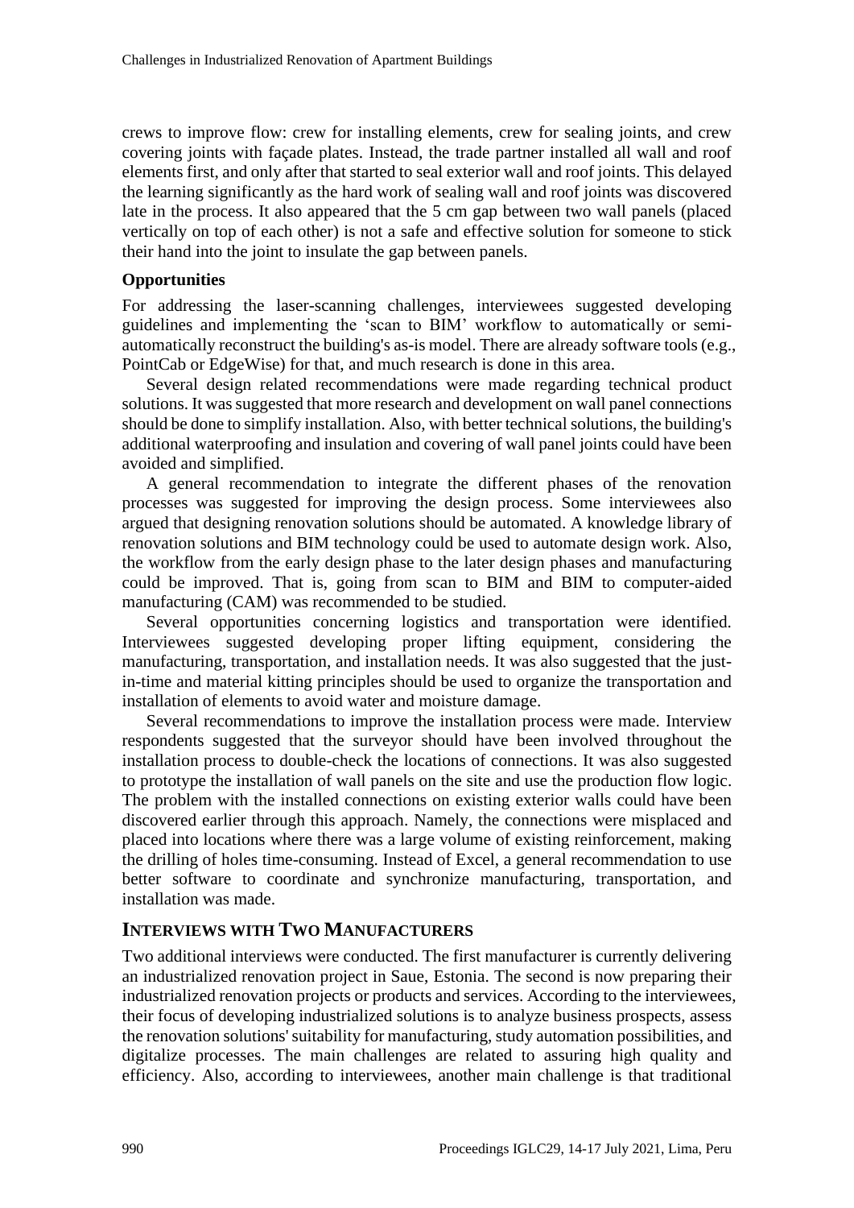crews to improve flow: crew for installing elements, crew for sealing joints, and crew covering joints with façade plates. Instead, the trade partner installed all wall and roof elements first, and only after that started to seal exterior wall and roof joints. This delayed the learning significantly as the hard work of sealing wall and roof joints was discovered late in the process. It also appeared that the 5 cm gap between two wall panels (placed vertically on top of each other) is not a safe and effective solution for someone to stick their hand into the joint to insulate the gap between panels.

### Opportunities

For addressing the laser-scanning challenges, interviewees suggested developing guidelines and implementing the 'scan to BIM' workflow to automatically or semi-automatically reconstruct the building's as-is model. There are already software tools (e.g., PointCab or EdgeWise) for that, and much research is done in this area.

Several design related recommendations were made regarding technical product solutions. It was suggested that more research and development on wall panel connections should be done to simplify installation. Also, with better technical solutions, the building's additional waterproofing and insulation and covering of wall panel joints could have been avoided and simplified.

A general recommendation to integrate the different phases of the renovation processes was suggested for improving the design process. Some interviewees also argued that designing renovation solutions should be automated. A knowledge library of renovation solutions and BIM technology could be used to automate design work. Also, the workflow from the early design phase to the later design phases and manufacturing could be improved. That is, going from scan to BIM and BIM to computer-aided manufacturing (CAM) was recommended to be studied.

Several opportunities concerning logistics and transportation were identified. Interviewees suggested developing proper lifting equipment, considering the manufacturing, transportation, and installation needs. It was also suggested that the just-in-time and material kitting principles should be used to organize the transportation and installation of elements to avoid water and moisture damage.

Several recommendations to improve the installation process were made. Interview respondents suggested that the surveyor should have been involved throughout the installation process to double-check the locations of connections. It was also suggested to prototype the installation of wall panels on the site and use the production flow logic. The problem with the installed connections on existing exterior walls could have been discovered earlier through this approach. Namely, the connections were misplaced and placed into locations where there was a large volume of existing reinforcement, making the drilling of holes time-consuming. Instead of Excel, a general recommendation to use better software to coordinate and synchronize manufacturing, transportation, and installation was made.

## INTERVIEWS WITH TWO MANUFACTURERS

Two additional interviews were conducted. The first manufacturer is currently delivering an industrialized renovation project in Saue, Estonia. The second is now preparing their industrialized renovation projects or products and services. According to the interviewees, their focus of developing industrialized solutions is to analyze business prospects, assess the renovation solutions' suitability for manufacturing, study automation possibilities, and digitalize processes. The main challenges are related to assuring high quality and efficiency. Also, according to interviewees, another main challenge is that traditional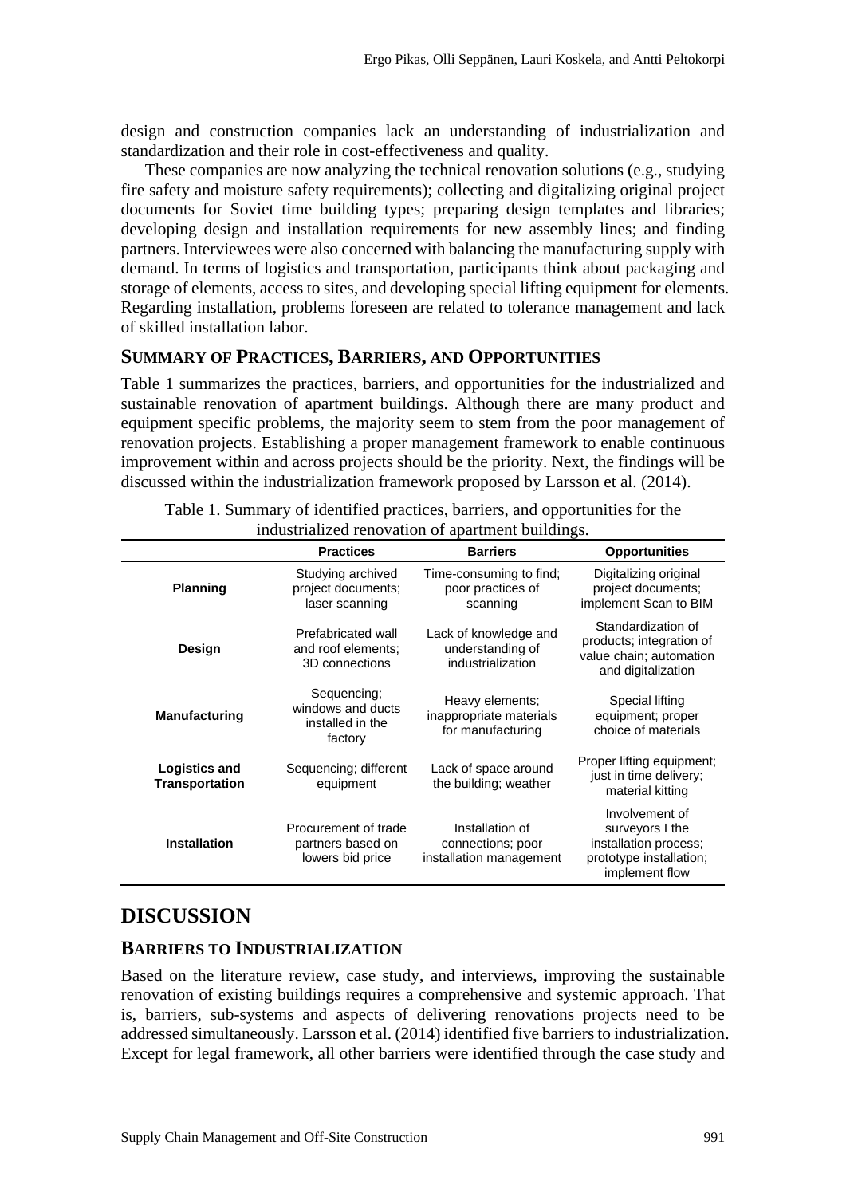design and construction companies lack an understanding of industrialization and standardization and their role in cost-effectiveness and quality.

These companies are now analyzing the technical renovation solutions (e.g., studying fire safety and moisture safety requirements); collecting and digitalizing original project documents for Soviet time building types; preparing design templates and libraries; developing design and installation requirements for new assembly lines; and finding partners. Interviewees were also concerned with balancing the manufacturing supply with demand. In terms of logistics and transportation, participants think about packaging and storage of elements, access to sites, and developing special lifting equipment for elements. Regarding installation, problems foreseen are related to tolerance management and lack of skilled installation labor.

### SUMMARY OF PRACTICES, BARRIERS, AND OPPORTUNITIES

Table 1 summarizes the practices, barriers, and opportunities for the industrialized and sustainable renovation of apartment buildings. Although there are many product and equipment specific problems, the majority seem to stem from the poor management of renovation projects. Establishing a proper management framework to enable continuous improvement within and across projects should be the priority. Next, the findings will be discussed within the industrialization framework proposed by Larsson et al. (2014).

Table 1. Summary of identified practices, barriers, and opportunities for the industrialized renovation of apartment buildings.

| | Practices | Barriers | Opportunities |
|---|---|---|---|
| **Planning** | Studying archived project documents; laser scanning | Time-consuming to find; poor practices of scanning | Digitalizing original project documents; implement Scan to BIM |
| **Design** | Prefabricated wall and roof elements; 3D connections | Lack of knowledge and understanding of industrialization | Standardization of products; integration of value chain; automation and digitalization |
| **Manufacturing** | Sequencing; windows and ducts installed in the factory | Heavy elements; inappropriate materials for manufacturing | Special lifting equipment; proper choice of materials |
| **Logistics and Transportation** | Sequencing; different equipment | Lack of space around the building; weather | Proper lifting equipment; just in time delivery; material kitting |
| **Installation** | Procurement of trade partners based on lowers bid price | Installation of connections; poor installation management | Involvement of surveyors I the installation process; prototype installation; implement flow |

## DISCUSSION

### BARRIERS TO INDUSTRIALIZATION

Based on the literature review, case study, and interviews, improving the sustainable renovation of existing buildings requires a comprehensive and systemic approach. That is, barriers, sub-systems and aspects of delivering renovations projects need to be addressed simultaneously. Larsson et al. (2014) identified five barriers to industrialization. Except for legal framework, all other barriers were identified through the case study and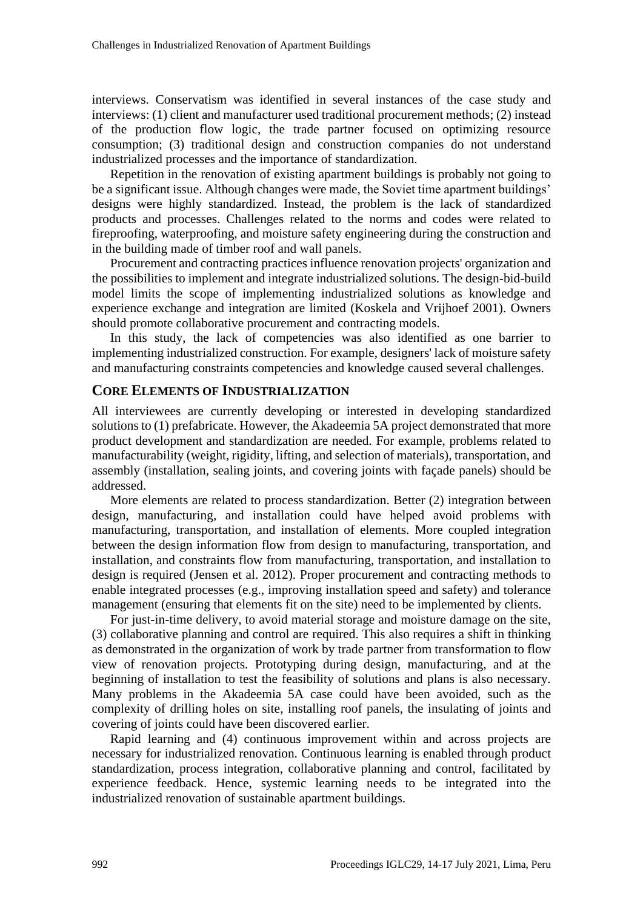interviews. Conservatism was identified in several instances of the case study and interviews: (1) client and manufacturer used traditional procurement methods; (2) instead of the production flow logic, the trade partner focused on optimizing resource consumption; (3) traditional design and construction companies do not understand industrialized processes and the importance of standardization.

Repetition in the renovation of existing apartment buildings is probably not going to be a significant issue. Although changes were made, the Soviet time apartment buildings' designs were highly standardized. Instead, the problem is the lack of standardized products and processes. Challenges related to the norms and codes were related to fireproofing, waterproofing, and moisture safety engineering during the construction and in the building made of timber roof and wall panels.

Procurement and contracting practices influence renovation projects' organization and the possibilities to implement and integrate industrialized solutions. The design-bid-build model limits the scope of implementing industrialized solutions as knowledge and experience exchange and integration are limited (Koskela and Vrijhoef 2001). Owners should promote collaborative procurement and contracting models.

In this study, the lack of competencies was also identified as one barrier to implementing industrialized construction. For example, designers' lack of moisture safety and manufacturing constraints competencies and knowledge caused several challenges.

## CORE ELEMENTS OF INDUSTRIALIZATION

All interviewees are currently developing or interested in developing standardized solutions to (1) prefabricate. However, the Akadeemia 5A project demonstrated that more product development and standardization are needed. For example, problems related to manufacturability (weight, rigidity, lifting, and selection of materials), transportation, and assembly (installation, sealing joints, and covering joints with façade panels) should be addressed.

More elements are related to process standardization. Better (2) integration between design, manufacturing, and installation could have helped avoid problems with manufacturing, transportation, and installation of elements. More coupled integration between the design information flow from design to manufacturing, transportation, and installation, and constraints flow from manufacturing, transportation, and installation to design is required (Jensen et al. 2012). Proper procurement and contracting methods to enable integrated processes (e.g., improving installation speed and safety) and tolerance management (ensuring that elements fit on the site) need to be implemented by clients.

For just-in-time delivery, to avoid material storage and moisture damage on the site, (3) collaborative planning and control are required. This also requires a shift in thinking as demonstrated in the organization of work by trade partner from transformation to flow view of renovation projects. Prototyping during design, manufacturing, and at the beginning of installation to test the feasibility of solutions and plans is also necessary. Many problems in the Akadeemia 5A case could have been avoided, such as the complexity of drilling holes on site, installing roof panels, the insulating of joints and covering of joints could have been discovered earlier.

Rapid learning and (4) continuous improvement within and across projects are necessary for industrialized renovation. Continuous learning is enabled through product standardization, process integration, collaborative planning and control, facilitated by experience feedback. Hence, systemic learning needs to be integrated into the industrialized renovation of sustainable apartment buildings.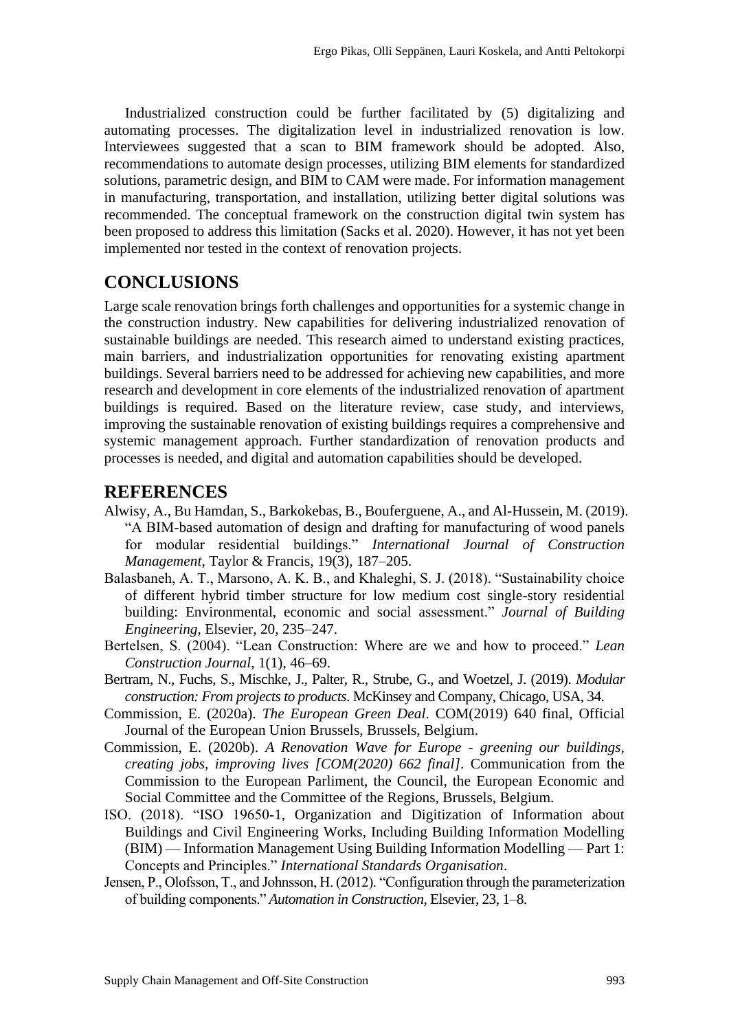Industrialized construction could be further facilitated by (5) digitalizing and automating processes. The digitalization level in industrialized renovation is low. Interviewees suggested that a scan to BIM framework should be adopted. Also, recommendations to automate design processes, utilizing BIM elements for standardized solutions, parametric design, and BIM to CAM were made. For information management in manufacturing, transportation, and installation, utilizing better digital solutions was recommended. The conceptual framework on the construction digital twin system has been proposed to address this limitation (Sacks et al. 2020). However, it has not yet been implemented nor tested in the context of renovation projects.

## CONCLUSIONS

Large scale renovation brings forth challenges and opportunities for a systemic change in the construction industry. New capabilities for delivering industrialized renovation of sustainable buildings are needed. This research aimed to understand existing practices, main barriers, and industrialization opportunities for renovating existing apartment buildings. Several barriers need to be addressed for achieving new capabilities, and more research and development in core elements of the industrialized renovation of apartment buildings is required. Based on the literature review, case study, and interviews, improving the sustainable renovation of existing buildings requires a comprehensive and systemic management approach. Further standardization of renovation products and processes is needed, and digital and automation capabilities should be developed.

## REFERENCES

Alwisy, A., Bu Hamdan, S., Barkokebas, B., Bouferguene, A., and Al-Hussein, M. (2019). "A BIM-based automation of design and drafting for manufacturing of wood panels for modular residential buildings." *International Journal of Construction Management*, Taylor & Francis, 19(3), 187–205.

Balasbaneh, A. T., Marsono, A. K. B., and Khaleghi, S. J. (2018). "Sustainability choice of different hybrid timber structure for low medium cost single-story residential building: Environmental, economic and social assessment." *Journal of Building Engineering*, Elsevier, 20, 235–247.

Bertelsen, S. (2004). "Lean Construction: Where are we and how to proceed." *Lean Construction Journal*, 1(1), 46–69.

Bertram, N., Fuchs, S., Mischke, J., Palter, R., Strube, G., and Woetzel, J. (2019). *Modular construction: From projects to products*. McKinsey and Company, Chicago, USA, 34.

Commission, E. (2020a). *The European Green Deal*. COM(2019) 640 final, Official Journal of the European Union Brussels, Brussels, Belgium.

Commission, E. (2020b). *A Renovation Wave for Europe - greening our buildings, creating jobs, improving lives [COM(2020) 662 final]*. Communication from the Commission to the European Parliment, the Council, the European Economic and Social Committee and the Committee of the Regions, Brussels, Belgium.

ISO. (2018). "ISO 19650-1, Organization and Digitization of Information about Buildings and Civil Engineering Works, Including Building Information Modelling (BIM) — Information Management Using Building Information Modelling — Part 1: Concepts and Principles." *International Standards Organisation*.

Jensen, P., Olofsson, T., and Johnsson, H. (2012). "Configuration through the parameterization of building components." *Automation in Construction*, Elsevier, 23, 1–8.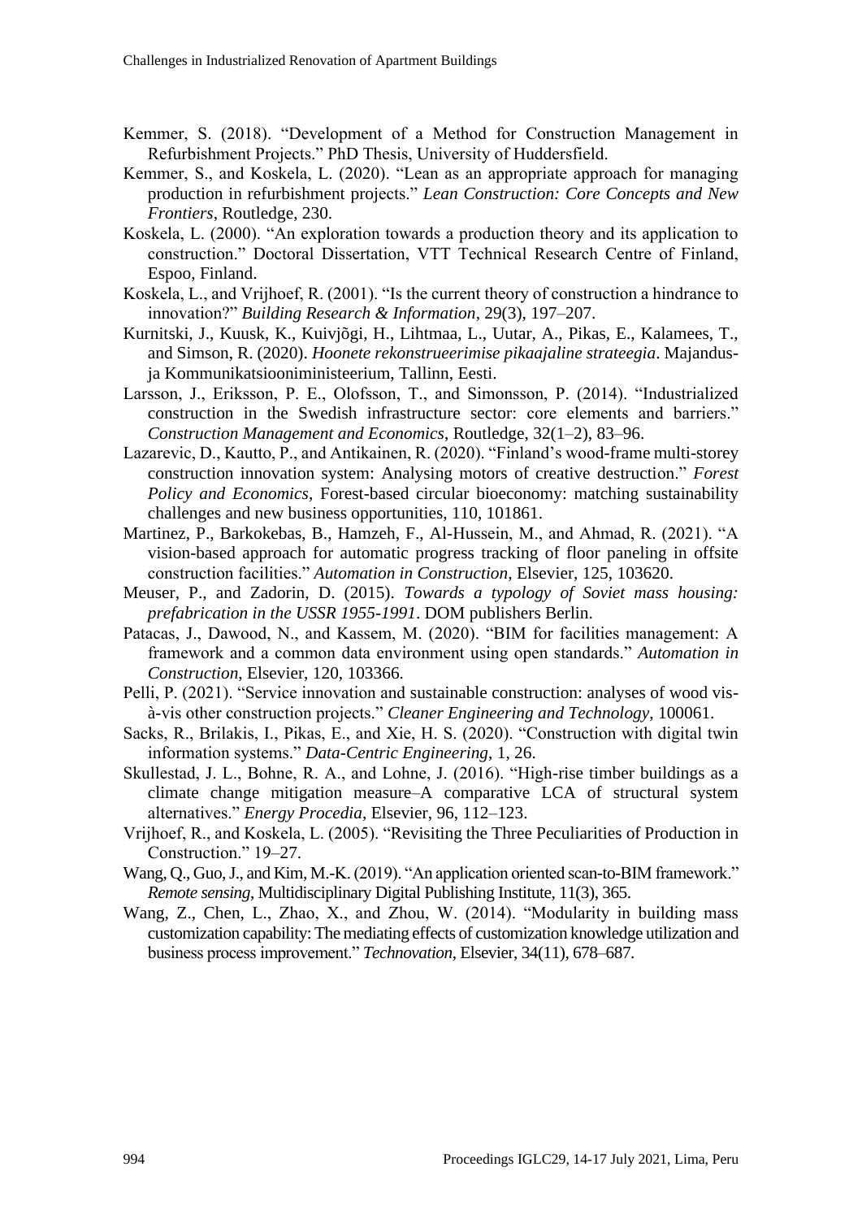Kemmer, S. (2018). "Development of a Method for Construction Management in Refurbishment Projects." PhD Thesis, University of Huddersfield.

Kemmer, S., and Koskela, L. (2020). "Lean as an appropriate approach for managing production in refurbishment projects." *Lean Construction: Core Concepts and New Frontiers*, Routledge, 230.

Koskela, L. (2000). "An exploration towards a production theory and its application to construction." Doctoral Dissertation, VTT Technical Research Centre of Finland, Espoo, Finland.

Koskela, L., and Vrijhoef, R. (2001). "Is the current theory of construction a hindrance to innovation?" *Building Research & Information*, 29(3), 197–207.

Kurnitski, J., Kuusk, K., Kuivjõgi, H., Lihtmaa, L., Uutar, A., Pikas, E., Kalamees, T., and Simson, R. (2020). *Hoonete rekonstrueerimise pikaajaline strateegia*. Majandus- ja Kommunikatsiooniministeerium, Tallinn, Eesti.

Larsson, J., Eriksson, P. E., Olofsson, T., and Simonsson, P. (2014). "Industrialized construction in the Swedish infrastructure sector: core elements and barriers." *Construction Management and Economics*, Routledge, 32(1–2), 83–96.

Lazarevic, D., Kautto, P., and Antikainen, R. (2020). "Finland's wood-frame multi-storey construction innovation system: Analysing motors of creative destruction." *Forest Policy and Economics*, Forest-based circular bioeconomy: matching sustainability challenges and new business opportunities, 110, 101861.

Martinez, P., Barkokebas, B., Hamzeh, F., Al-Hussein, M., and Ahmad, R. (2021). "A vision-based approach for automatic progress tracking of floor paneling in offsite construction facilities." *Automation in Construction*, Elsevier, 125, 103620.

Meuser, P., and Zadorin, D. (2015). *Towards a typology of Soviet mass housing: prefabrication in the USSR 1955-1991*. DOM publishers Berlin.

Patacas, J., Dawood, N., and Kassem, M. (2020). "BIM for facilities management: A framework and a common data environment using open standards." *Automation in Construction*, Elsevier, 120, 103366.

Pelli, P. (2021). "Service innovation and sustainable construction: analyses of wood vis-à-vis other construction projects." *Cleaner Engineering and Technology*, 100061.

Sacks, R., Brilakis, I., Pikas, E., and Xie, H. S. (2020). "Construction with digital twin information systems." *Data-Centric Engineering*, 1, 26.

Skullestad, J. L., Bohne, R. A., and Lohne, J. (2016). "High-rise timber buildings as a climate change mitigation measure–A comparative LCA of structural system alternatives." *Energy Procedia*, Elsevier, 96, 112–123.

Vrijhoef, R., and Koskela, L. (2005). "Revisiting the Three Peculiarities of Production in Construction." 19–27.

Wang, Q., Guo, J., and Kim, M.-K. (2019). "An application oriented scan-to-BIM framework." *Remote sensing*, Multidisciplinary Digital Publishing Institute, 11(3), 365.

Wang, Z., Chen, L., Zhao, X., and Zhou, W. (2014). "Modularity in building mass customization capability: The mediating effects of customization knowledge utilization and business process improvement." *Technovation*, Elsevier, 34(11), 678–687.